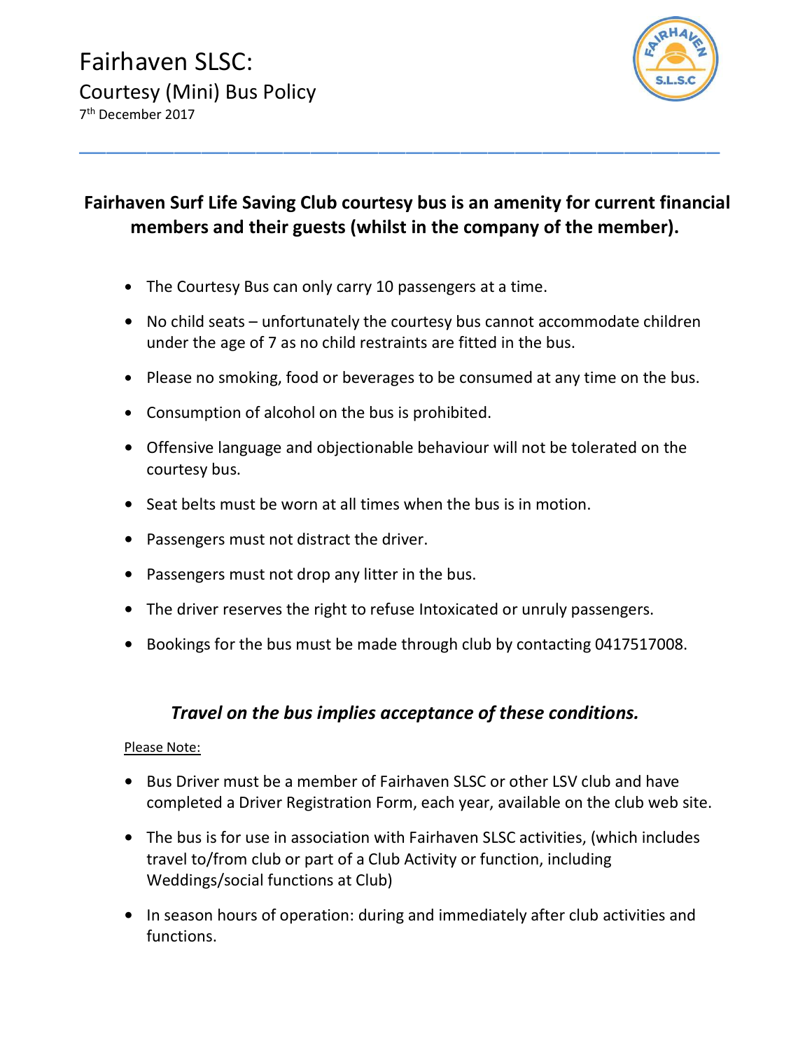# Fairhaven SLSC:

## Courtesy (Mini) Bus Policy

7th December 2017

---

**Fairhaven Surf Life Saving Club courtesy bus is an amenity for current financial members and their guests (whilst in the company of the member).**

- The Courtesy Bus can only carry 10 passengers at a time.
- No child seats – unfortunately the courtesy bus cannot accommodate children under the age of 7 as no child restraints are fitted in the bus.
- Please no smoking, food or beverages to be consumed at any time on the bus.
- Consumption of alcohol on the bus is prohibited.
- Offensive language and objectionable behaviour will not be tolerated on the courtesy bus.
- Seat belts must be worn at all times when the bus is in motion.
- Passengers must not distract the driver.
- Passengers must not drop any litter in the bus.
- The driver reserves the right to refuse Intoxicated or unruly passengers.
- Bookings for the bus must be made through club by contacting 0417517008.

***Travel on the bus implies acceptance of these conditions.***

Please Note:

- Bus Driver must be a member of Fairhaven SLSC or other LSV club and have completed a Driver Registration Form, each year, available on the club web site.
- The bus is for use in association with Fairhaven SLSC activities, (which includes travel to/from club or part of a Club Activity or function, including Weddings/social functions at Club)
- In season hours of operation: during and immediately after club activities and functions.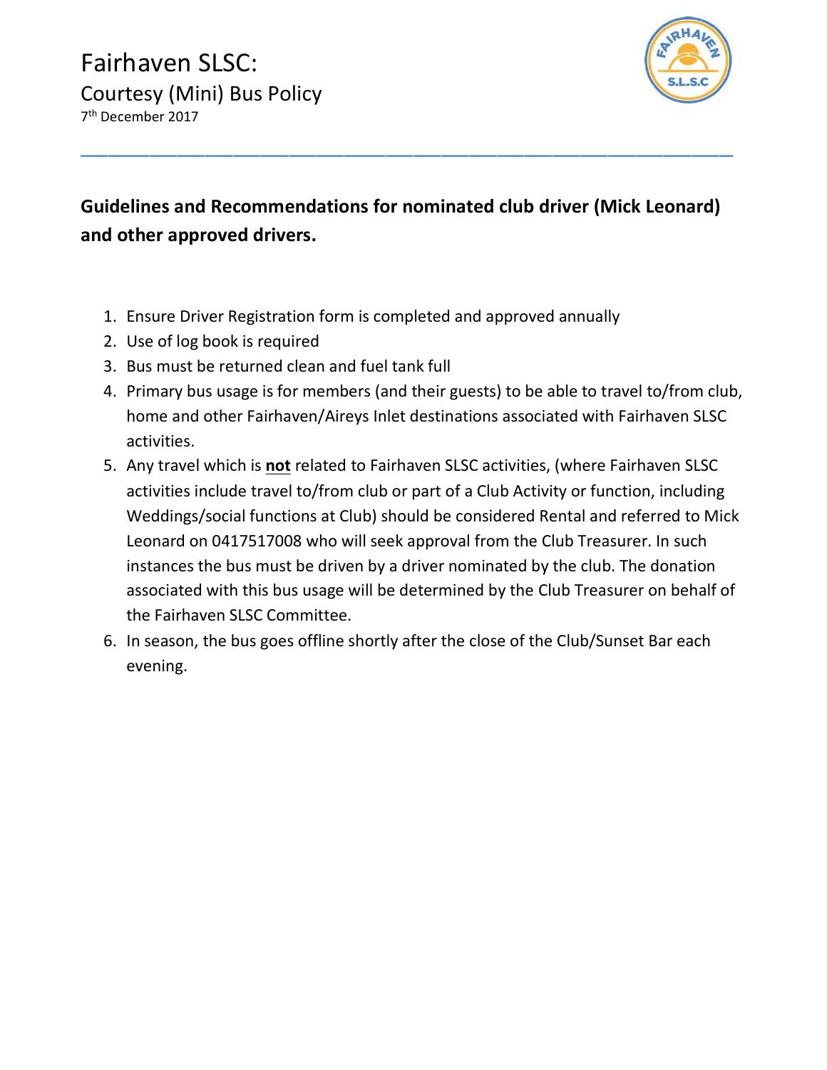# Fairhaven SLSC:

## Courtesy (Mini) Bus Policy

7th December 2017

---

**Guidelines and Recommendations for nominated club driver (Mick Leonard) and other approved drivers.**

1. Ensure Driver Registration form is completed and approved annually
2. Use of log book is required
3. Bus must be returned clean and fuel tank full
4. Primary bus usage is for members (and their guests) to be able to travel to/from club, home and other Fairhaven/Aireys Inlet destinations associated with Fairhaven SLSC activities.
5. Any travel which is **not** related to Fairhaven SLSC activities, (where Fairhaven SLSC activities include travel to/from club or part of a Club Activity or function, including Weddings/social functions at Club) should be considered Rental and referred to Mick Leonard on 0417517008 who will seek approval from the Club Treasurer. In such instances the bus must be driven by a driver nominated by the club. The donation associated with this bus usage will be determined by the Club Treasurer on behalf of the Fairhaven SLSC Committee.
6. In season, the bus goes offline shortly after the close of the Club/Sunset Bar each evening.